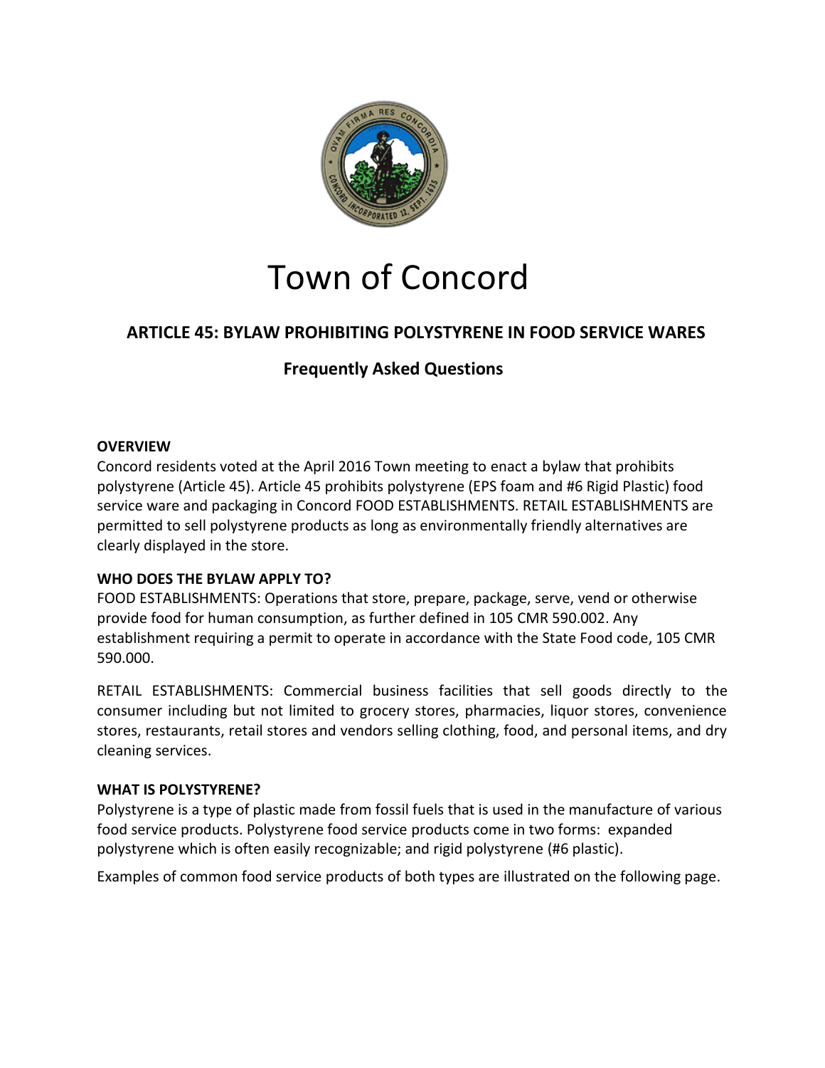# Town of Concord

## ARTICLE 45: BYLAW PROHIBITING POLYSTYRENE IN FOOD SERVICE WARES

### Frequently Asked Questions

**OVERVIEW**

Concord residents voted at the April 2016 Town meeting to enact a bylaw that prohibits polystyrene (Article 45). Article 45 prohibits polystyrene (EPS foam and #6 Rigid Plastic) food service ware and packaging in Concord FOOD ESTABLISHMENTS. RETAIL ESTABLISHMENTS are permitted to sell polystyrene products as long as environmentally friendly alternatives are clearly displayed in the store.

**WHO DOES THE BYLAW APPLY TO?**

FOOD ESTABLISHMENTS: Operations that store, prepare, package, serve, vend or otherwise provide food for human consumption, as further defined in 105 CMR 590.002. Any establishment requiring a permit to operate in accordance with the State Food code, 105 CMR 590.000.

RETAIL ESTABLISHMENTS: Commercial business facilities that sell goods directly to the consumer including but not limited to grocery stores, pharmacies, liquor stores, convenience stores, restaurants, retail stores and vendors selling clothing, food, and personal items, and dry cleaning services.

**WHAT IS POLYSTYRENE?**

Polystyrene is a type of plastic made from fossil fuels that is used in the manufacture of various food service products. Polystyrene food service products come in two forms: expanded polystyrene which is often easily recognizable; and rigid polystyrene (#6 plastic).

Examples of common food service products of both types are illustrated on the following page.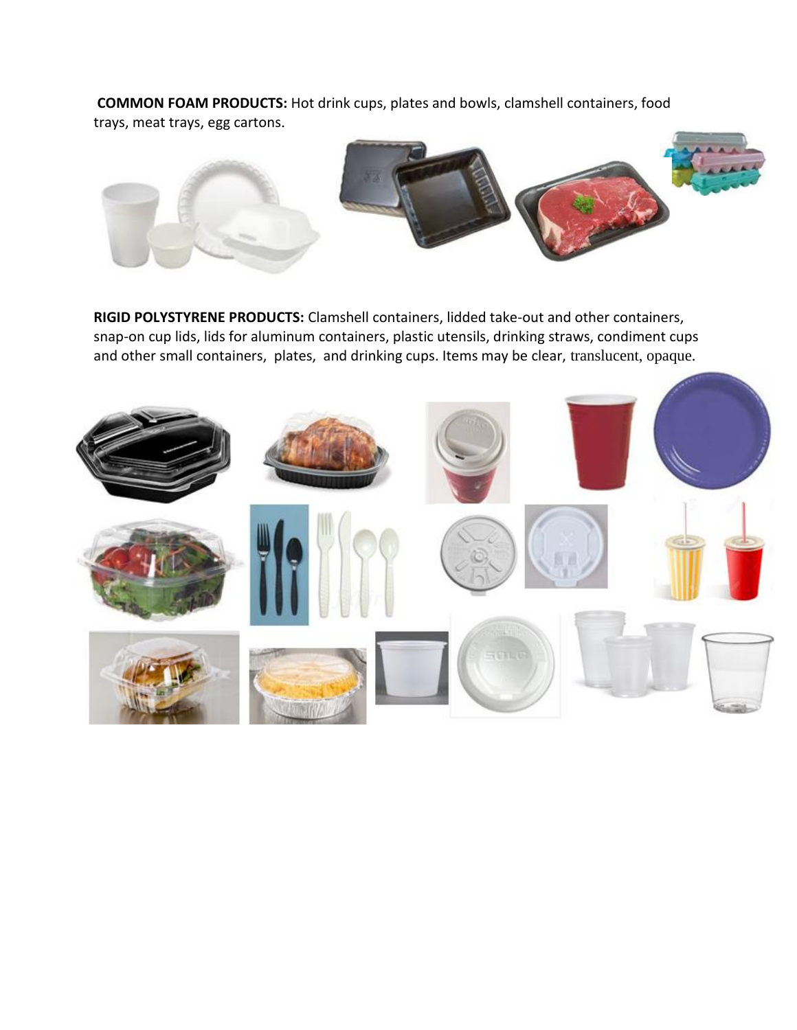**COMMON FOAM PRODUCTS:** Hot drink cups, plates and bowls, clamshell containers, food trays, meat trays, egg cartons.

**RIGID POLYSTYRENE PRODUCTS:** Clamshell containers, lidded take-out and other containers, snap-on cup lids, lids for aluminum containers, plastic utensils, drinking straws, condiment cups and other small containers, plates, and drinking cups. Items may be clear, translucent, opaque.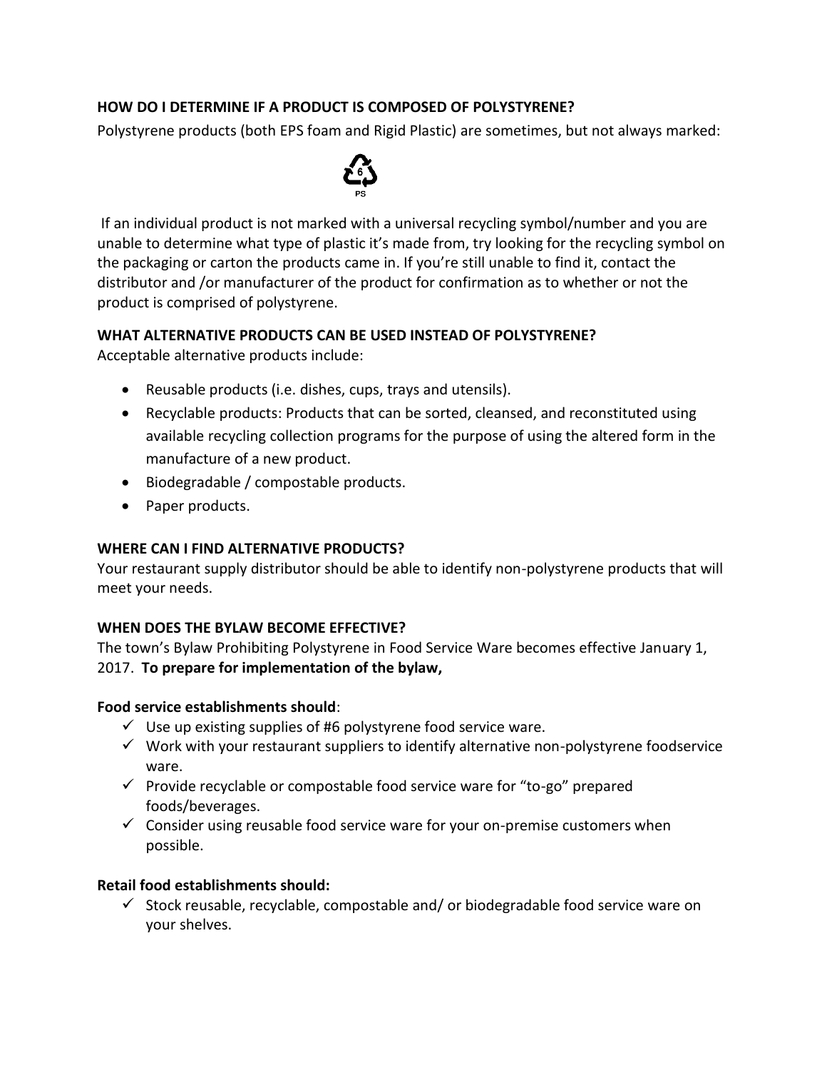**HOW DO I DETERMINE IF A PRODUCT IS COMPOSED OF POLYSTYRENE?**

Polystyrene products (both EPS foam and Rigid Plastic) are sometimes, but not always marked:

6
PS

If an individual product is not marked with a universal recycling symbol/number and you are unable to determine what type of plastic it's made from, try looking for the recycling symbol on the packaging or carton the products came in. If you're still unable to find it, contact the distributor and /or manufacturer of the product for confirmation as to whether or not the product is comprised of polystyrene.

**WHAT ALTERNATIVE PRODUCTS CAN BE USED INSTEAD OF POLYSTYRENE?**

Acceptable alternative products include:

- Reusable products (i.e. dishes, cups, trays and utensils).
- Recyclable products: Products that can be sorted, cleansed, and reconstituted using available recycling collection programs for the purpose of using the altered form in the manufacture of a new product.
- Biodegradable / compostable products.
- Paper products.

**WHERE CAN I FIND ALTERNATIVE PRODUCTS?**

Your restaurant supply distributor should be able to identify non-polystyrene products that will meet your needs.

**WHEN DOES THE BYLAW BECOME EFFECTIVE?**

The town's Bylaw Prohibiting Polystyrene in Food Service Ware becomes effective January 1, 2017. **To prepare for implementation of the bylaw,**

**Food service establishments should**:

- ✓ Use up existing supplies of #6 polystyrene food service ware.
- ✓ Work with your restaurant suppliers to identify alternative non-polystyrene foodservice ware.
- ✓ Provide recyclable or compostable food service ware for "to-go" prepared foods/beverages.
- ✓ Consider using reusable food service ware for your on-premise customers when possible.

**Retail food establishments should:**

- ✓ Stock reusable, recyclable, compostable and/ or biodegradable food service ware on your shelves.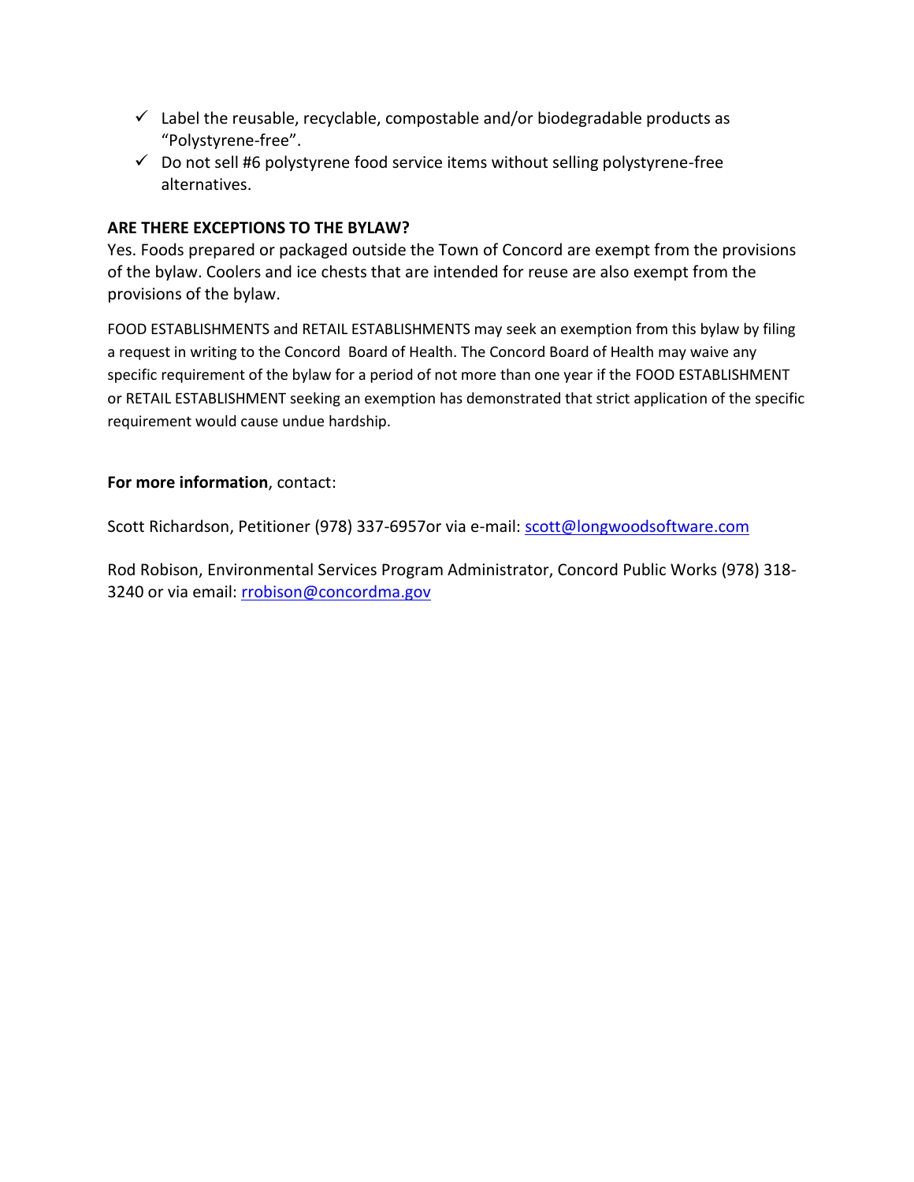- ✓ Label the reusable, recyclable, compostable and/or biodegradable products as "Polystyrene-free".
- ✓ Do not sell #6 polystyrene food service items without selling polystyrene-free alternatives.

**ARE THERE EXCEPTIONS TO THE BYLAW?**

Yes. Foods prepared or packaged outside the Town of Concord are exempt from the provisions of the bylaw. Coolers and ice chests that are intended for reuse are also exempt from the provisions of the bylaw.

FOOD ESTABLISHMENTS and RETAIL ESTABLISHMENTS may seek an exemption from this bylaw by filing a request in writing to the Concord Board of Health. The Concord Board of Health may waive any specific requirement of the bylaw for a period of not more than one year if the FOOD ESTABLISHMENT or RETAIL ESTABLISHMENT seeking an exemption has demonstrated that strict application of the specific requirement would cause undue hardship.

**For more information**, contact:

Scott Richardson, Petitioner (978) 337-6957or via e-mail: scott@longwoodsoftware.com

Rod Robison, Environmental Services Program Administrator, Concord Public Works (978) 318-3240 or via email: rrobison@concordma.gov